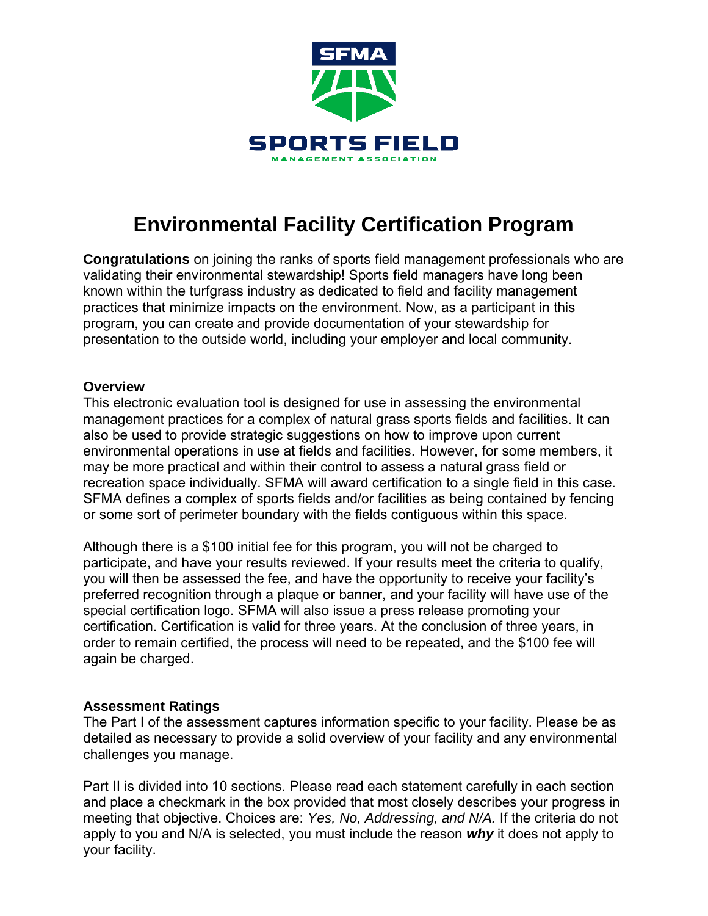SFMA

SPORTS FIELD

MANAGEMENT ASSOCIATION

# Environmental Facility Certification Program

**Congratulations** on joining the ranks of sports field management professionals who are validating their environmental stewardship! Sports field managers have long been known within the turfgrass industry as dedicated to field and facility management practices that minimize impacts on the environment. Now, as a participant in this program, you can create and provide documentation of your stewardship for presentation to the outside world, including your employer and local community.

**Overview**

This electronic evaluation tool is designed for use in assessing the environmental management practices for a complex of natural grass sports fields and facilities. It can also be used to provide strategic suggestions on how to improve upon current environmental operations in use at fields and facilities. However, for some members, it may be more practical and within their control to assess a natural grass field or recreation space individually. SFMA will award certification to a single field in this case. SFMA defines a complex of sports fields and/or facilities as being contained by fencing or some sort of perimeter boundary with the fields contiguous within this space.

Although there is a $100 initial fee for this program, you will not be charged to participate, and have your results reviewed. If your results meet the criteria to qualify, you will then be assessed the fee, and have the opportunity to receive your facility's preferred recognition through a plaque or banner, and your facility will have use of the special certification logo. SFMA will also issue a press release promoting your certification. Certification is valid for three years. At the conclusion of three years, in order to remain certified, the process will need to be repeated, and the $100 fee will again be charged.

**Assessment Ratings**

The Part I of the assessment captures information specific to your facility. Please be as detailed as necessary to provide a solid overview of your facility and any environmental challenges you manage.

Part II is divided into 10 sections. Please read each statement carefully in each section and place a checkmark in the box provided that most closely describes your progress in meeting that objective. Choices are: *Yes, No, Addressing, and N/A.* If the criteria do not apply to you and N/A is selected, you must include the reason ***why*** it does not apply to your facility.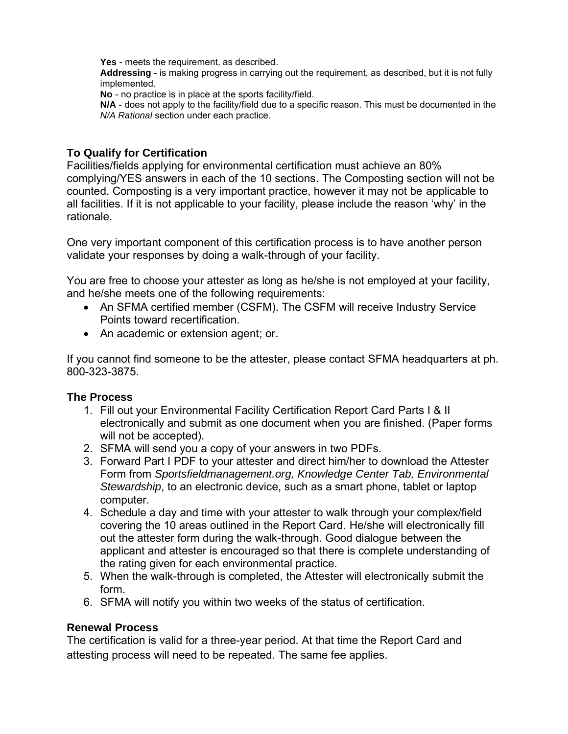**Yes** - meets the requirement, as described.

**Addressing** - is making progress in carrying out the requirement, as described, but it is not fully implemented.

**No** - no practice is in place at the sports facility/field.

**N/A** - does not apply to the facility/field due to a specific reason. This must be documented in the *N/A Rational* section under each practice.

### To Qualify for Certification

Facilities/fields applying for environmental certification must achieve an 80% complying/YES answers in each of the 10 sections. The Composting section will not be counted. Composting is a very important practice, however it may not be applicable to all facilities. If it is not applicable to your facility, please include the reason 'why' in the rationale.

One very important component of this certification process is to have another person validate your responses by doing a walk-through of your facility.

You are free to choose your attester as long as he/she is not employed at your facility, and he/she meets one of the following requirements:

- An SFMA certified member (CSFM). The CSFM will receive Industry Service Points toward recertification.
- An academic or extension agent; or.

If you cannot find someone to be the attester, please contact SFMA headquarters at ph. 800-323-3875.

### The Process

1. Fill out your Environmental Facility Certification Report Card Parts I & II electronically and submit as one document when you are finished. (Paper forms will not be accepted).
2. SFMA will send you a copy of your answers in two PDFs.
3. Forward Part I PDF to your attester and direct him/her to download the Attester Form from *Sportsfieldmanagement.org, Knowledge Center Tab, Environmental Stewardship*, to an electronic device, such as a smart phone, tablet or laptop computer.
4. Schedule a day and time with your attester to walk through your complex/field covering the 10 areas outlined in the Report Card. He/she will electronically fill out the attester form during the walk-through. Good dialogue between the applicant and attester is encouraged so that there is complete understanding of the rating given for each environmental practice.
5. When the walk-through is completed, the Attester will electronically submit the form.
6. SFMA will notify you within two weeks of the status of certification.

### Renewal Process

The certification is valid for a three-year period. At that time the Report Card and attesting process will need to be repeated. The same fee applies.